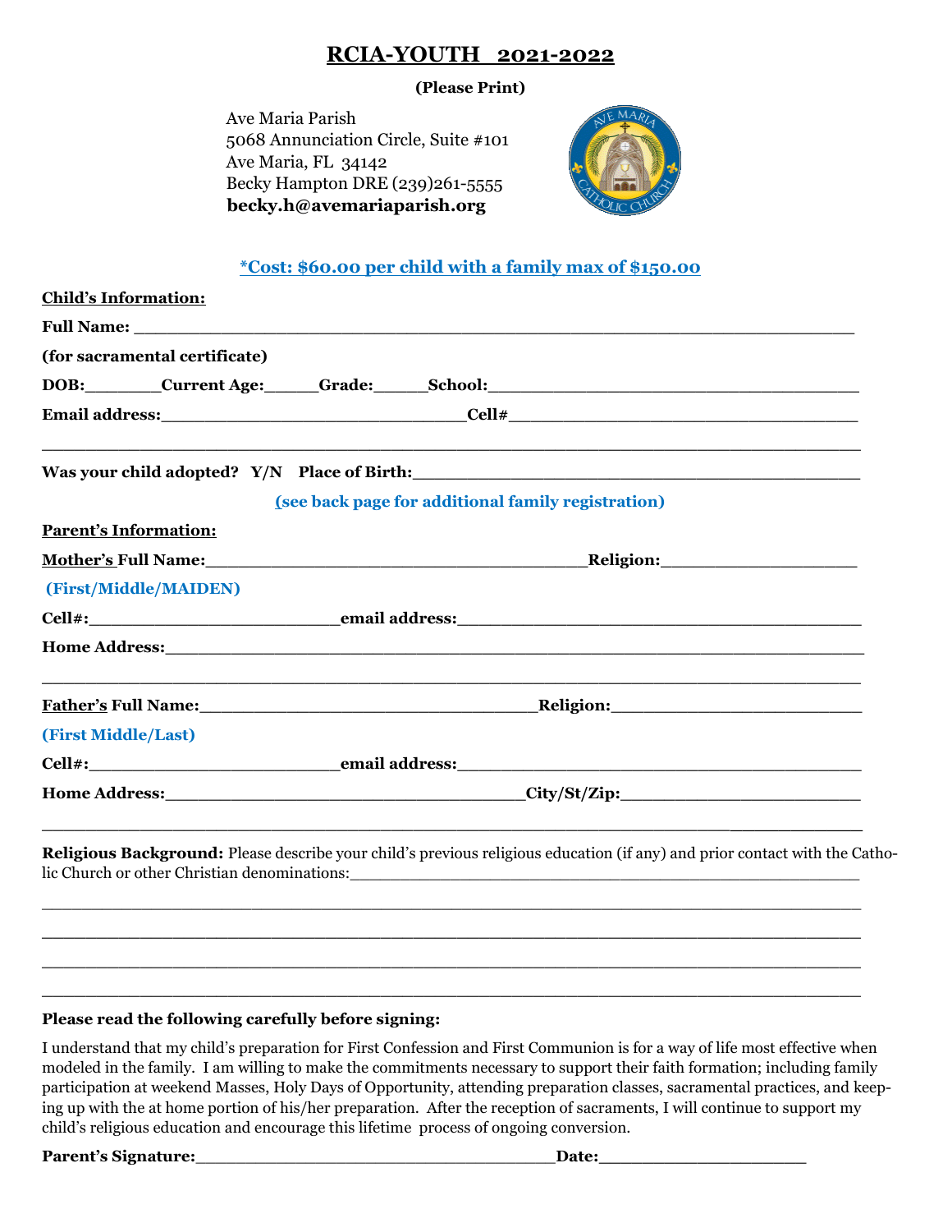# RCIA-YOUTH 2021-2022

**(Please Print)**

Ave Maria Parish
5068 Annunciation Circle, Suite #101
Ave Maria, FL 34142
Becky Hampton DRE (239)261-5555
**becky.h@avemariaparish.org**

**\*Cost: $60.00 per child with a family max of $150.00**

**Child's Information:**

**Full Name:** ______________________________________________________________

**(for sacramental certificate)**

**DOB:**_______**Current Age:**_____**Grade:**_____**School:**_________________________________

**Email address:**___________________________**Cell#**______________________________

______________________________________________________________________________

**Was your child adopted? Y/N Place of Birth:**______________________________________

**(see back page for additional family registration)**

**Parent's Information:**

**Mother's Full Name:**__________________________________**Religion:**__________________

**(First/Middle/MAIDEN)**

**Cell#:**______________________**email address:**____________________________________

**Home Address:**_______________________________________________________________

______________________________________________________________________________

**Father's Full Name:**______________________________**Religion:**______________________

**(First Middle/Last)**

**Cell#:**______________________**email address:**____________________________________

**Home Address:**________________________________**City/St/Zip:**______________________

______________________________________________________________________________

**Religious Background:** Please describe your child's previous religious education (if any) and prior contact with the Catholic Church or other Christian denominations:__________________________________________________

______________________________________________________________________________

______________________________________________________________________________

______________________________________________________________________________

______________________________________________________________________________

**Please read the following carefully before signing:**

I understand that my child's preparation for First Confession and First Communion is for a way of life most effective when modeled in the family. I am willing to make the commitments necessary to support their faith formation; including family participation at weekend Masses, Holy Days of Opportunity, attending preparation classes, sacramental practices, and keeping up with the at home portion of his/her preparation. After the reception of sacraments, I will continue to support my child's religious education and encourage this lifetime process of ongoing conversion.

**Parent's Signature:**________________________________**Date:**__________________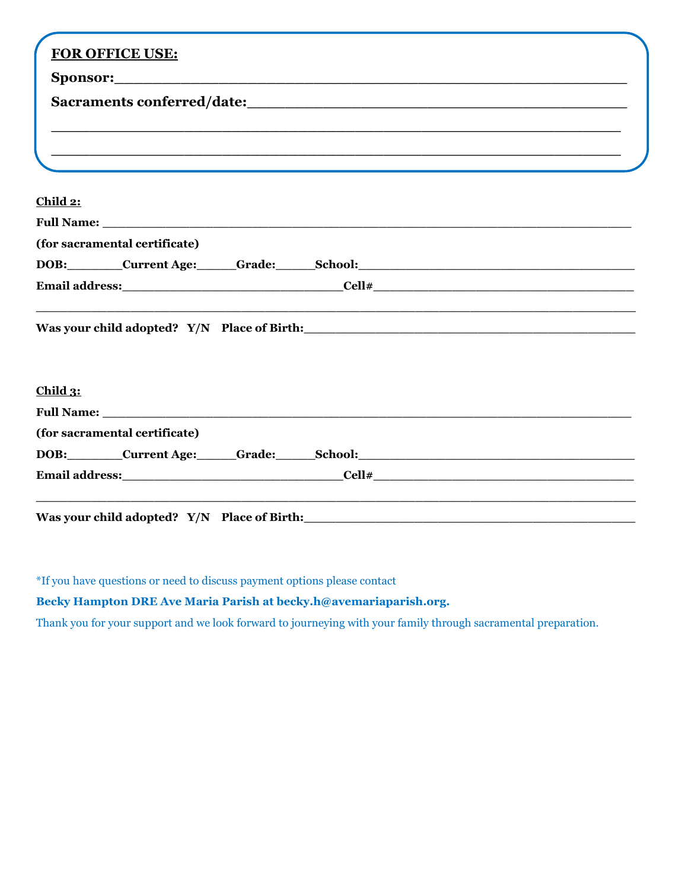**FOR OFFICE USE:**

**Sponsor:**______________________________________________

**Sacraments conferred/date:**______________________________

______________________________________________________

______________________________________________________

**Child 2:**

**Full Name:** ______________________________________________

**(for sacramental certificate)**

**DOB:**_______**Current Age:**_____**Grade:**_____**School:**______________________

**Email address:**____________________________**Cell#**____________________________

______________________________________________________

**Was your child adopted? Y/N Place of Birth:**____________________________

**Child 3:**

**Full Name:** ______________________________________________

**(for sacramental certificate)**

**DOB:**_______**Current Age:**_____**Grade:**_____**School:**______________________

**Email address:**____________________________**Cell#**____________________________

______________________________________________________

**Was your child adopted? Y/N Place of Birth:**____________________________

*If you have questions or need to discuss payment options please contact

**Becky Hampton DRE Ave Maria Parish at becky.h@avemariaparish.org.**

Thank you for your support and we look forward to journeying with your family through sacramental preparation.